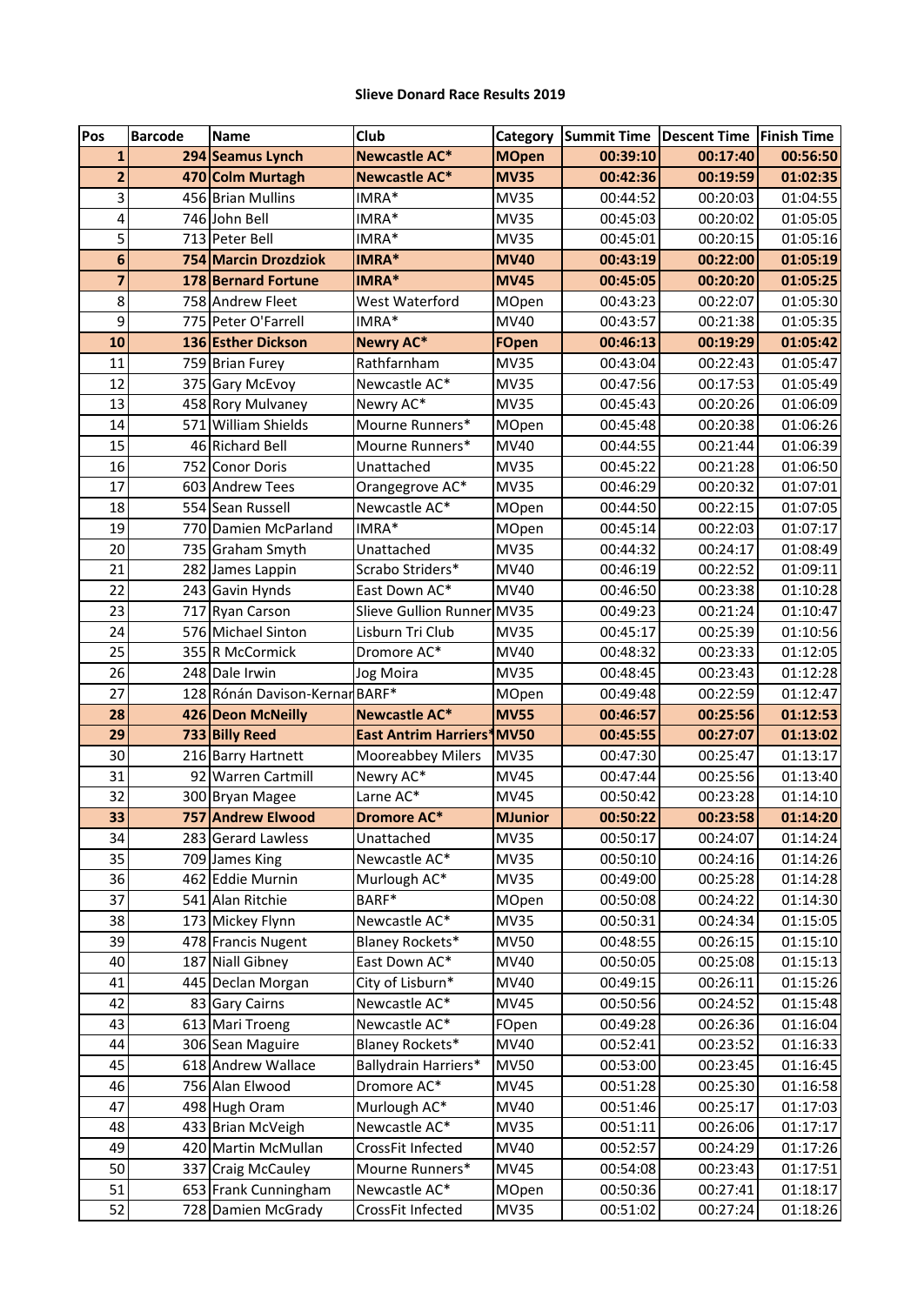**Slieve Donard Race Results 2019**

| Pos | Barcode | Name | Club | Category | Summit Time | Descent Time | Finish Time |
|---|---|---|---|---|---|---|---|
| **1** | **294** | **Seamus Lynch** | **Newcastle AC*** | **MOpen** | **00:39:10** | **00:17:40** | **00:56:50** |
| **2** | **470** | **Colm Murtagh** | **Newcastle AC*** | **MV35** | **00:42:36** | **00:19:59** | **01:02:35** |
| 3 | 456 | Brian Mullins | IMRA* | MV35 | 00:44:52 | 00:20:03 | 01:04:55 |
| 4 | 746 | John Bell | IMRA* | MV35 | 00:45:03 | 00:20:02 | 01:05:05 |
| 5 | 713 | Peter Bell | IMRA* | MV35 | 00:45:01 | 00:20:15 | 01:05:16 |
| **6** | **754** | **Marcin Drozdziok** | **IMRA*** | **MV40** | **00:43:19** | **00:22:00** | **01:05:19** |
| **7** | **178** | **Bernard Fortune** | **IMRA*** | **MV45** | **00:45:05** | **00:20:20** | **01:05:25** |
| 8 | 758 | Andrew Fleet | West Waterford | MOpen | 00:43:23 | 00:22:07 | 01:05:30 |
| 9 | 775 | Peter O'Farrell | IMRA* | MV40 | 00:43:57 | 00:21:38 | 01:05:35 |
| **10** | **136** | **Esther Dickson** | **Newry AC*** | **FOpen** | **00:46:13** | **00:19:29** | **01:05:42** |
| 11 | 759 | Brian Furey | Rathfarnham | MV35 | 00:43:04 | 00:22:43 | 01:05:47 |
| 12 | 375 | Gary McEvoy | Newcastle AC* | MV35 | 00:47:56 | 00:17:53 | 01:05:49 |
| 13 | 458 | Rory Mulvaney | Newry AC* | MV35 | 00:45:43 | 00:20:26 | 01:06:09 |
| 14 | 571 | William Shields | Mourne Runners* | MOpen | 00:45:48 | 00:20:38 | 01:06:26 |
| 15 | 46 | Richard Bell | Mourne Runners* | MV40 | 00:44:55 | 00:21:44 | 01:06:39 |
| 16 | 752 | Conor Doris | Unattached | MV35 | 00:45:22 | 00:21:28 | 01:06:50 |
| 17 | 603 | Andrew Tees | Orangegrove AC* | MV35 | 00:46:29 | 00:20:32 | 01:07:01 |
| 18 | 554 | Sean Russell | Newcastle AC* | MOpen | 00:44:50 | 00:22:15 | 01:07:05 |
| 19 | 770 | Damien McParland | IMRA* | MOpen | 00:45:14 | 00:22:03 | 01:07:17 |
| 20 | 735 | Graham Smyth | Unattached | MV35 | 00:44:32 | 00:24:17 | 01:08:49 |
| 21 | 282 | James Lappin | Scrabo Striders* | MV40 | 00:46:19 | 00:22:52 | 01:09:11 |
| 22 | 243 | Gavin Hynds | East Down AC* | MV40 | 00:46:50 | 00:23:38 | 01:10:28 |
| 23 | 717 | Ryan Carson | Slieve Gullion Runner | MV35 | 00:49:23 | 00:21:24 | 01:10:47 |
| 24 | 576 | Michael Sinton | Lisburn Tri Club | MV35 | 00:45:17 | 00:25:39 | 01:10:56 |
| 25 | 355 | R McCormick | Dromore AC* | MV40 | 00:48:32 | 00:23:33 | 01:12:05 |
| 26 | 248 | Dale Irwin | Jog Moira | MV35 | 00:48:45 | 00:23:43 | 01:12:28 |
| 27 | 128 | Rónán Davison-Kernar | BARF* | MOpen | 00:49:48 | 00:22:59 | 01:12:47 |
| **28** | **426** | **Deon McNeilly** | **Newcastle AC*** | **MV55** | **00:46:57** | **00:25:56** | **01:12:53** |
| **29** | **733** | **Billy Reed** | **East Antrim Harriers*** | **MV50** | **00:45:55** | **00:27:07** | **01:13:02** |
| 30 | 216 | Barry Hartnett | Mooreabbey Milers | MV35 | 00:47:30 | 00:25:47 | 01:13:17 |
| 31 | 92 | Warren Cartmill | Newry AC* | MV45 | 00:47:44 | 00:25:56 | 01:13:40 |
| 32 | 300 | Bryan Magee | Larne AC* | MV45 | 00:50:42 | 00:23:28 | 01:14:10 |
| **33** | **757** | **Andrew Elwood** | **Dromore AC*** | **MJunior** | **00:50:22** | **00:23:58** | **01:14:20** |
| 34 | 283 | Gerard Lawless | Unattached | MV35 | 00:50:17 | 00:24:07 | 01:14:24 |
| 35 | 709 | James King | Newcastle AC* | MV35 | 00:50:10 | 00:24:16 | 01:14:26 |
| 36 | 462 | Eddie Murnin | Murlough AC* | MV35 | 00:49:00 | 00:25:28 | 01:14:28 |
| 37 | 541 | Alan Ritchie | BARF* | MOpen | 00:50:08 | 00:24:22 | 01:14:30 |
| 38 | 173 | Mickey Flynn | Newcastle AC* | MV35 | 00:50:31 | 00:24:34 | 01:15:05 |
| 39 | 478 | Francis Nugent | Blaney Rockets* | MV50 | 00:48:55 | 00:26:15 | 01:15:10 |
| 40 | 187 | Niall Gibney | East Down AC* | MV40 | 00:50:05 | 00:25:08 | 01:15:13 |
| 41 | 445 | Declan Morgan | City of Lisburn* | MV40 | 00:49:15 | 00:26:11 | 01:15:26 |
| 42 | 83 | Gary Cairns | Newcastle AC* | MV45 | 00:50:56 | 00:24:52 | 01:15:48 |
| 43 | 613 | Mari Troeng | Newcastle AC* | FOpen | 00:49:28 | 00:26:36 | 01:16:04 |
| 44 | 306 | Sean Maguire | Blaney Rockets* | MV40 | 00:52:41 | 00:23:52 | 01:16:33 |
| 45 | 618 | Andrew Wallace | Ballydrain Harriers* | MV50 | 00:53:00 | 00:23:45 | 01:16:45 |
| 46 | 756 | Alan Elwood | Dromore AC* | MV45 | 00:51:28 | 00:25:30 | 01:16:58 |
| 47 | 498 | Hugh Oram | Murlough AC* | MV40 | 00:51:46 | 00:25:17 | 01:17:03 |
| 48 | 433 | Brian McVeigh | Newcastle AC* | MV35 | 00:51:11 | 00:26:06 | 01:17:17 |
| 49 | 420 | Martin McMullan | CrossFit Infected | MV40 | 00:52:57 | 00:24:29 | 01:17:26 |
| 50 | 337 | Craig McCauley | Mourne Runners* | MV45 | 00:54:08 | 00:23:43 | 01:17:51 |
| 51 | 653 | Frank Cunningham | Newcastle AC* | MOpen | 00:50:36 | 00:27:41 | 01:18:17 |
| 52 | 728 | Damien McGrady | CrossFit Infected | MV35 | 00:51:02 | 00:27:24 | 01:18:26 |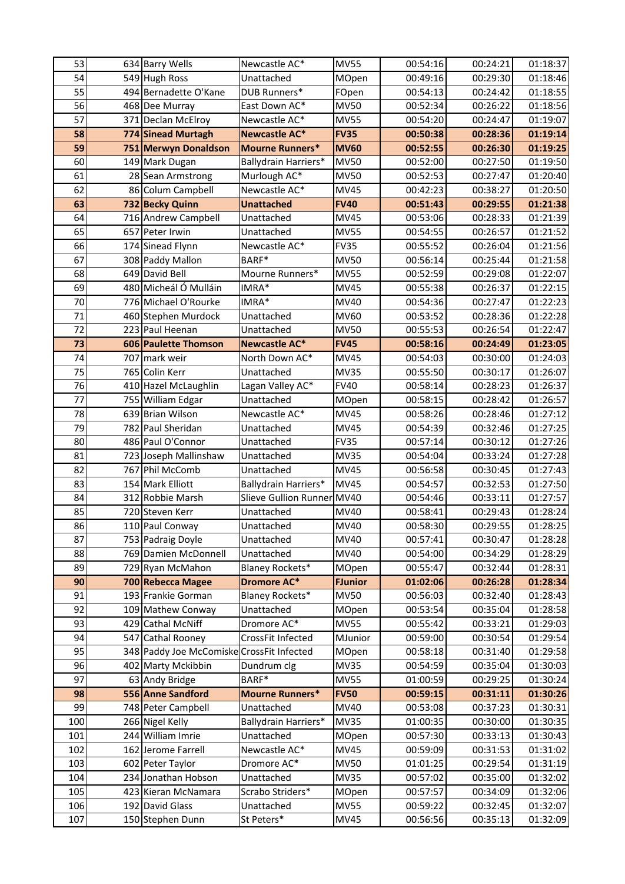| 53 | 634 | Barry Wells | Newcastle AC* | MV55 | 00:54:16 | 00:24:21 | 01:18:37 |
|---|---|---|---|---|---|---|---|
| 54 | 549 | Hugh Ross | Unattached | MOpen | 00:49:16 | 00:29:30 | 01:18:46 |
| 55 | 494 | Bernadette O'Kane | DUB Runners* | FOpen | 00:54:13 | 00:24:42 | 01:18:55 |
| 56 | 468 | Dee Murray | East Down AC* | MV50 | 00:52:34 | 00:26:22 | 01:18:56 |
| 57 | 371 | Declan McElroy | Newcastle AC* | MV55 | 00:54:20 | 00:24:47 | 01:19:07 |
| **58** | **774** | **Sinead Murtagh** | **Newcastle AC*** | **FV35** | **00:50:38** | **00:28:36** | **01:19:14** |
| **59** | **751** | **Merwyn Donaldson** | **Mourne Runners*** | **MV60** | **00:52:55** | **00:26:30** | **01:19:25** |
| 60 | 149 | Mark Dugan | Ballydrain Harriers* | MV50 | 00:52:00 | 00:27:50 | 01:19:50 |
| 61 | 28 | Sean Armstrong | Murlough AC* | MV50 | 00:52:53 | 00:27:47 | 01:20:40 |
| 62 | 86 | Colum Campbell | Newcastle AC* | MV45 | 00:42:23 | 00:38:27 | 01:20:50 |
| **63** | **732** | **Becky Quinn** | **Unattached** | **FV40** | **00:51:43** | **00:29:55** | **01:21:38** |
| 64 | 716 | Andrew Campbell | Unattached | MV45 | 00:53:06 | 00:28:33 | 01:21:39 |
| 65 | 657 | Peter Irwin | Unattached | MV55 | 00:54:55 | 00:26:57 | 01:21:52 |
| 66 | 174 | Sinead Flynn | Newcastle AC* | FV35 | 00:55:52 | 00:26:04 | 01:21:56 |
| 67 | 308 | Paddy Mallon | BARF* | MV50 | 00:56:14 | 00:25:44 | 01:21:58 |
| 68 | 649 | David Bell | Mourne Runners* | MV55 | 00:52:59 | 00:29:08 | 01:22:07 |
| 69 | 480 | Micheál Ó Mulláin | IMRA* | MV45 | 00:55:38 | 00:26:37 | 01:22:15 |
| 70 | 776 | Michael O'Rourke | IMRA* | MV40 | 00:54:36 | 00:27:47 | 01:22:23 |
| 71 | 460 | Stephen Murdock | Unattached | MV60 | 00:53:52 | 00:28:36 | 01:22:28 |
| 72 | 223 | Paul Heenan | Unattached | MV50 | 00:55:53 | 00:26:54 | 01:22:47 |
| **73** | **606** | **Paulette Thomson** | **Newcastle AC*** | **FV45** | **00:58:16** | **00:24:49** | **01:23:05** |
| 74 | 707 | mark weir | North Down AC* | MV45 | 00:54:03 | 00:30:00 | 01:24:03 |
| 75 | 765 | Colin Kerr | Unattached | MV35 | 00:55:50 | 00:30:17 | 01:26:07 |
| 76 | 410 | Hazel McLaughlin | Lagan Valley AC* | FV40 | 00:58:14 | 00:28:23 | 01:26:37 |
| 77 | 755 | William Edgar | Unattached | MOpen | 00:58:15 | 00:28:42 | 01:26:57 |
| 78 | 639 | Brian Wilson | Newcastle AC* | MV45 | 00:58:26 | 00:28:46 | 01:27:12 |
| 79 | 782 | Paul Sheridan | Unattached | MV45 | 00:54:39 | 00:32:46 | 01:27:25 |
| 80 | 486 | Paul O'Connor | Unattached | FV35 | 00:57:14 | 00:30:12 | 01:27:26 |
| 81 | 723 | Joseph Mallinshaw | Unattached | MV35 | 00:54:04 | 00:33:24 | 01:27:28 |
| 82 | 767 | Phil McComb | Unattached | MV45 | 00:56:58 | 00:30:45 | 01:27:43 |
| 83 | 154 | Mark Elliott | Ballydrain Harriers* | MV45 | 00:54:57 | 00:32:53 | 01:27:50 |
| 84 | 312 | Robbie Marsh | Slieve Gullion Runner | MV40 | 00:54:46 | 00:33:11 | 01:27:57 |
| 85 | 720 | Steven Kerr | Unattached | MV40 | 00:58:41 | 00:29:43 | 01:28:24 |
| 86 | 110 | Paul Conway | Unattached | MV40 | 00:58:30 | 00:29:55 | 01:28:25 |
| 87 | 753 | Padraig Doyle | Unattached | MV40 | 00:57:41 | 00:30:47 | 01:28:28 |
| 88 | 769 | Damien McDonnell | Unattached | MV40 | 00:54:00 | 00:34:29 | 01:28:29 |
| 89 | 729 | Ryan McMahon | Blaney Rockets* | MOpen | 00:55:47 | 00:32:44 | 01:28:31 |
| **90** | **700** | **Rebecca Magee** | **Dromore AC*** | **FJunior** | **01:02:06** | **00:26:28** | **01:28:34** |
| 91 | 193 | Frankie Gorman | Blaney Rockets* | MV50 | 00:56:03 | 00:32:40 | 01:28:43 |
| 92 | 109 | Mathew Conway | Unattached | MOpen | 00:53:54 | 00:35:04 | 01:28:58 |
| 93 | 429 | Cathal McNiff | Dromore AC* | MV55 | 00:55:42 | 00:33:21 | 01:29:03 |
| 94 | 547 | Cathal Rooney | CrossFit Infected | MJunior | 00:59:00 | 00:30:54 | 01:29:54 |
| 95 | 348 | Paddy Joe McComiske | CrossFit Infected | MOpen | 00:58:18 | 00:31:40 | 01:29:58 |
| 96 | 402 | Marty Mckibbin | Dundrum clg | MV35 | 00:54:59 | 00:35:04 | 01:30:03 |
| 97 | 63 | Andy Bridge | BARF* | MV55 | 01:00:59 | 00:29:25 | 01:30:24 |
| **98** | **556** | **Anne Sandford** | **Mourne Runners*** | **FV50** | **00:59:15** | **00:31:11** | **01:30:26** |
| 99 | 748 | Peter Campbell | Unattached | MV40 | 00:53:08 | 00:37:23 | 01:30:31 |
| 100 | 266 | Nigel Kelly | Ballydrain Harriers* | MV35 | 01:00:35 | 00:30:00 | 01:30:35 |
| 101 | 244 | William Imrie | Unattached | MOpen | 00:57:30 | 00:33:13 | 01:30:43 |
| 102 | 162 | Jerome Farrell | Newcastle AC* | MV45 | 00:59:09 | 00:31:53 | 01:31:02 |
| 103 | 602 | Peter Taylor | Dromore AC* | MV50 | 01:01:25 | 00:29:54 | 01:31:19 |
| 104 | 234 | Jonathan Hobson | Unattached | MV35 | 00:57:02 | 00:35:00 | 01:32:02 |
| 105 | 423 | Kieran McNamara | Scrabo Striders* | MOpen | 00:57:57 | 00:34:09 | 01:32:06 |
| 106 | 192 | David Glass | Unattached | MV55 | 00:59:22 | 00:32:45 | 01:32:07 |
| 107 | 150 | Stephen Dunn | St Peters* | MV45 | 00:56:56 | 00:35:13 | 01:32:09 |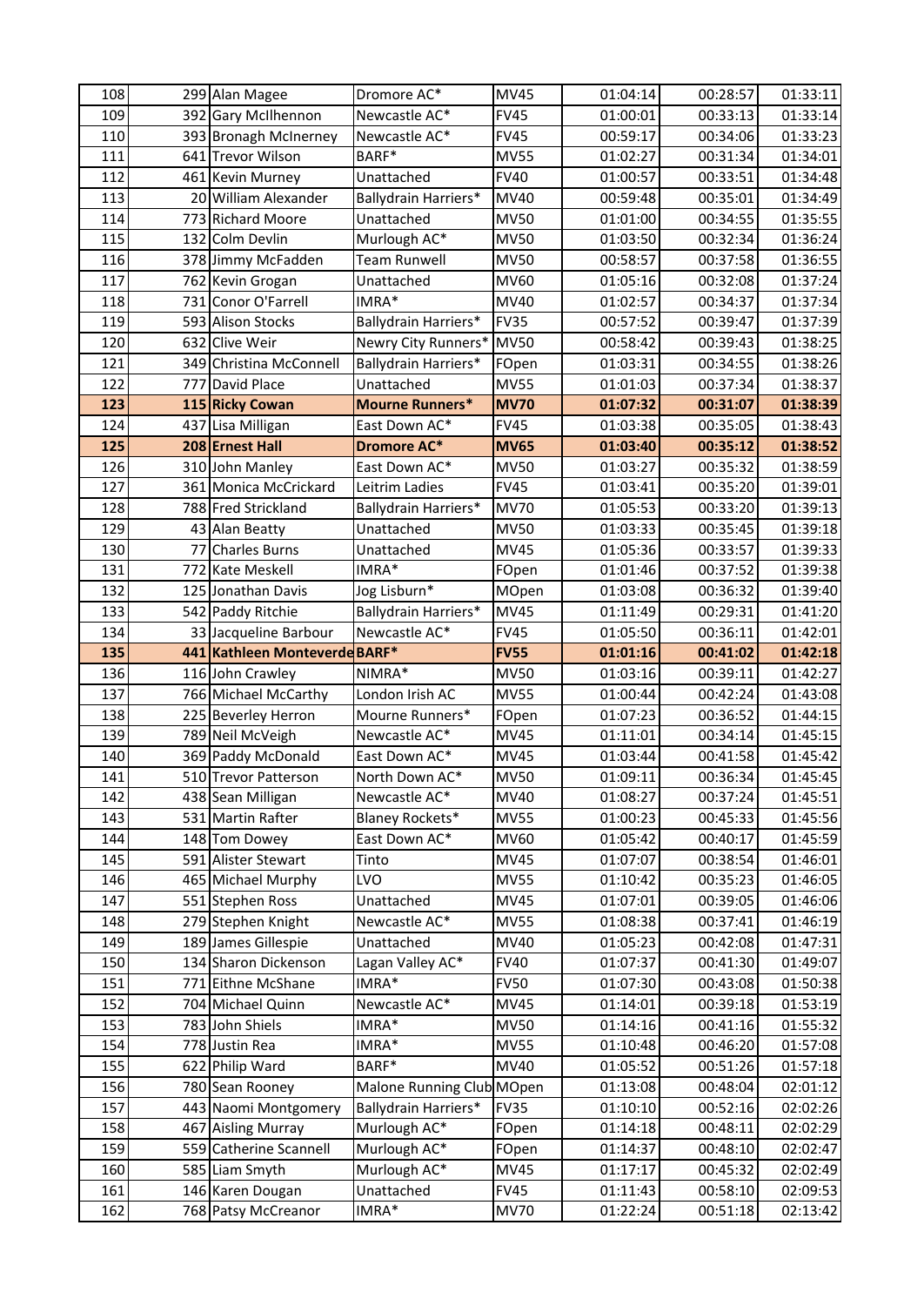| 108 | 299 | Alan Magee | Dromore AC* | MV45 | 01:04:14 | 00:28:57 | 01:33:11 |
|---|---|---|---|---|---|---|---|
| 109 | 392 | Gary McIlhennon | Newcastle AC* | FV45 | 01:00:01 | 00:33:13 | 01:33:14 |
| 110 | 393 | Bronagh McInerney | Newcastle AC* | FV45 | 00:59:17 | 00:34:06 | 01:33:23 |
| 111 | 641 | Trevor Wilson | BARF* | MV55 | 01:02:27 | 00:31:34 | 01:34:01 |
| 112 | 461 | Kevin Murney | Unattached | FV40 | 01:00:57 | 00:33:51 | 01:34:48 |
| 113 | 20 | William Alexander | Ballydrain Harriers* | MV40 | 00:59:48 | 00:35:01 | 01:34:49 |
| 114 | 773 | Richard Moore | Unattached | MV50 | 01:01:00 | 00:34:55 | 01:35:55 |
| 115 | 132 | Colm Devlin | Murlough AC* | MV50 | 01:03:50 | 00:32:34 | 01:36:24 |
| 116 | 378 | Jimmy McFadden | Team Runwell | MV50 | 00:58:57 | 00:37:58 | 01:36:55 |
| 117 | 762 | Kevin Grogan | Unattached | MV60 | 01:05:16 | 00:32:08 | 01:37:24 |
| 118 | 731 | Conor O'Farrell | IMRA* | MV40 | 01:02:57 | 00:34:37 | 01:37:34 |
| 119 | 593 | Alison Stocks | Ballydrain Harriers* | FV35 | 00:57:52 | 00:39:47 | 01:37:39 |
| 120 | 632 | Clive Weir | Newry City Runners* | MV50 | 00:58:42 | 00:39:43 | 01:38:25 |
| 121 | 349 | Christina McConnell | Ballydrain Harriers* | FOpen | 01:03:31 | 00:34:55 | 01:38:26 |
| 122 | 777 | David Place | Unattached | MV55 | 01:01:03 | 00:37:34 | 01:38:37 |
| **123** | **115** | **Ricky Cowan** | **Mourne Runners*** | **MV70** | **01:07:32** | **00:31:07** | **01:38:39** |
| 124 | 437 | Lisa Milligan | East Down AC* | FV45 | 01:03:38 | 00:35:05 | 01:38:43 |
| **125** | **208** | **Ernest Hall** | **Dromore AC*** | **MV65** | **01:03:40** | **00:35:12** | **01:38:52** |
| 126 | 310 | John Manley | East Down AC* | MV50 | 01:03:27 | 00:35:32 | 01:38:59 |
| 127 | 361 | Monica McCrickard | Leitrim Ladies | FV45 | 01:03:41 | 00:35:20 | 01:39:01 |
| 128 | 788 | Fred Strickland | Ballydrain Harriers* | MV70 | 01:05:53 | 00:33:20 | 01:39:13 |
| 129 | 43 | Alan Beatty | Unattached | MV50 | 01:03:33 | 00:35:45 | 01:39:18 |
| 130 | 77 | Charles Burns | Unattached | MV45 | 01:05:36 | 00:33:57 | 01:39:33 |
| 131 | 772 | Kate Meskell | IMRA* | FOpen | 01:01:46 | 00:37:52 | 01:39:38 |
| 132 | 125 | Jonathan Davis | Jog Lisburn* | MOpen | 01:03:08 | 00:36:32 | 01:39:40 |
| 133 | 542 | Paddy Ritchie | Ballydrain Harriers* | MV45 | 01:11:49 | 00:29:31 | 01:41:20 |
| 134 | 33 | Jacqueline Barbour | Newcastle AC* | FV45 | 01:05:50 | 00:36:11 | 01:42:01 |
| **135** | **441** | **Kathleen Monteverde** | **BARF*** | **FV55** | **01:01:16** | **00:41:02** | **01:42:18** |
| 136 | 116 | John Crawley | NIMRA* | MV50 | 01:03:16 | 00:39:11 | 01:42:27 |
| 137 | 766 | Michael McCarthy | London Irish AC | MV55 | 01:00:44 | 00:42:24 | 01:43:08 |
| 138 | 225 | Beverley Herron | Mourne Runners* | FOpen | 01:07:23 | 00:36:52 | 01:44:15 |
| 139 | 789 | Neil McVeigh | Newcastle AC* | MV45 | 01:11:01 | 00:34:14 | 01:45:15 |
| 140 | 369 | Paddy McDonald | East Down AC* | MV45 | 01:03:44 | 00:41:58 | 01:45:42 |
| 141 | 510 | Trevor Patterson | North Down AC* | MV50 | 01:09:11 | 00:36:34 | 01:45:45 |
| 142 | 438 | Sean Milligan | Newcastle AC* | MV40 | 01:08:27 | 00:37:24 | 01:45:51 |
| 143 | 531 | Martin Rafter | Blaney Rockets* | MV55 | 01:00:23 | 00:45:33 | 01:45:56 |
| 144 | 148 | Tom Dowey | East Down AC* | MV60 | 01:05:42 | 00:40:17 | 01:45:59 |
| 145 | 591 | Alister Stewart | Tinto | MV45 | 01:07:07 | 00:38:54 | 01:46:01 |
| 146 | 465 | Michael Murphy | LVO | MV55 | 01:10:42 | 00:35:23 | 01:46:05 |
| 147 | 551 | Stephen Ross | Unattached | MV45 | 01:07:01 | 00:39:05 | 01:46:06 |
| 148 | 279 | Stephen Knight | Newcastle AC* | MV55 | 01:08:38 | 00:37:41 | 01:46:19 |
| 149 | 189 | James Gillespie | Unattached | MV40 | 01:05:23 | 00:42:08 | 01:47:31 |
| 150 | 134 | Sharon Dickenson | Lagan Valley AC* | FV40 | 01:07:37 | 00:41:30 | 01:49:07 |
| 151 | 771 | Eithne McShane | IMRA* | FV50 | 01:07:30 | 00:43:08 | 01:50:38 |
| 152 | 704 | Michael Quinn | Newcastle AC* | MV45 | 01:14:01 | 00:39:18 | 01:53:19 |
| 153 | 783 | John Shiels | IMRA* | MV50 | 01:14:16 | 00:41:16 | 01:55:32 |
| 154 | 778 | Justin Rea | IMRA* | MV55 | 01:10:48 | 00:46:20 | 01:57:08 |
| 155 | 622 | Philip Ward | BARF* | MV40 | 01:05:52 | 00:51:26 | 01:57:18 |
| 156 | 780 | Sean Rooney | Malone Running Club | MOpen | 01:13:08 | 00:48:04 | 02:01:12 |
| 157 | 443 | Naomi Montgomery | Ballydrain Harriers* | FV35 | 01:10:10 | 00:52:16 | 02:02:26 |
| 158 | 467 | Aisling Murray | Murlough AC* | FOpen | 01:14:18 | 00:48:11 | 02:02:29 |
| 159 | 559 | Catherine Scannell | Murlough AC* | FOpen | 01:14:37 | 00:48:10 | 02:02:47 |
| 160 | 585 | Liam Smyth | Murlough AC* | MV45 | 01:17:17 | 00:45:32 | 02:02:49 |
| 161 | 146 | Karen Dougan | Unattached | FV45 | 01:11:43 | 00:58:10 | 02:09:53 |
| 162 | 768 | Patsy McCreanor | IMRA* | MV70 | 01:22:24 | 00:51:18 | 02:13:42 |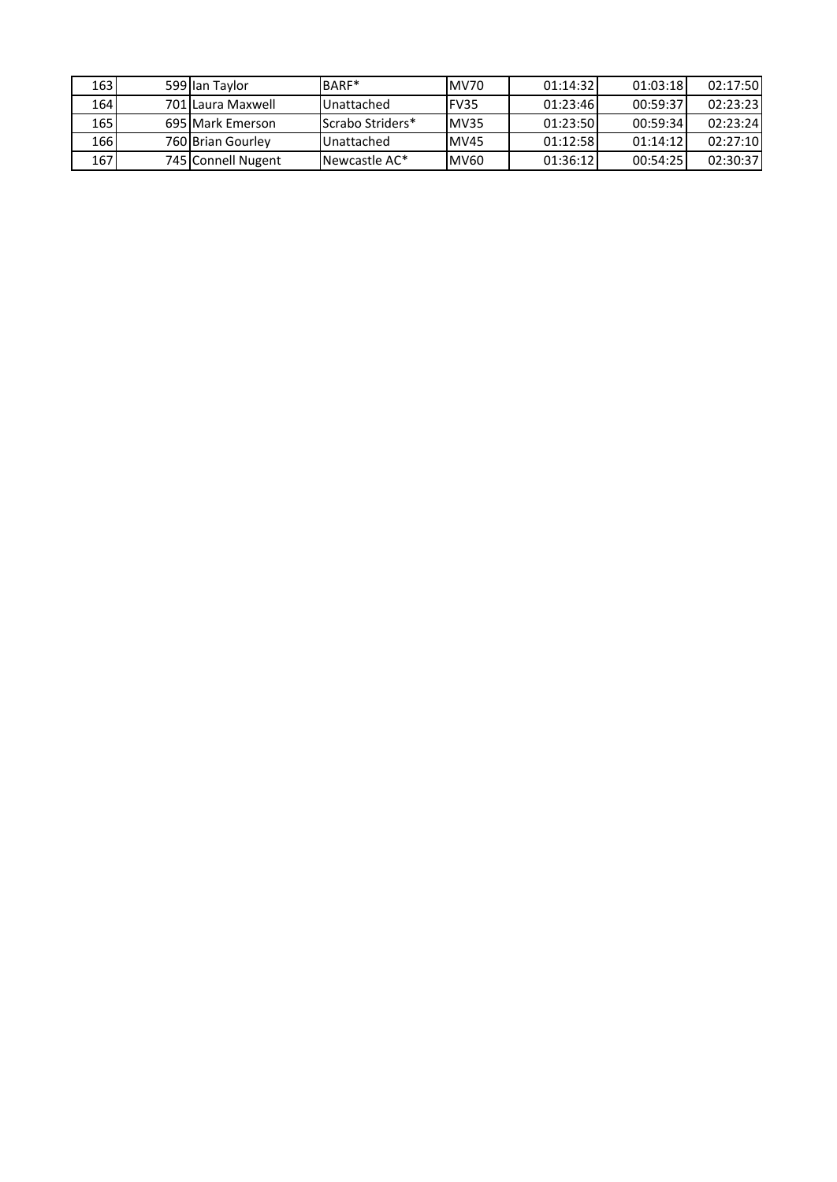| | | | | | | | |
|---|---|---|---|---|---|---|---|
| 163 | 599 | Ian Taylor | BARF* | MV70 | 01:14:32 | 01:03:18 | 02:17:50 |
| 164 | 701 | Laura Maxwell | Unattached | FV35 | 01:23:46 | 00:59:37 | 02:23:23 |
| 165 | 695 | Mark Emerson | Scrabo Striders* | MV35 | 01:23:50 | 00:59:34 | 02:23:24 |
| 166 | 760 | Brian Gourley | Unattached | MV45 | 01:12:58 | 01:14:12 | 02:27:10 |
| 167 | 745 | Connell Nugent | Newcastle AC* | MV60 | 01:36:12 | 00:54:25 | 02:30:37 |